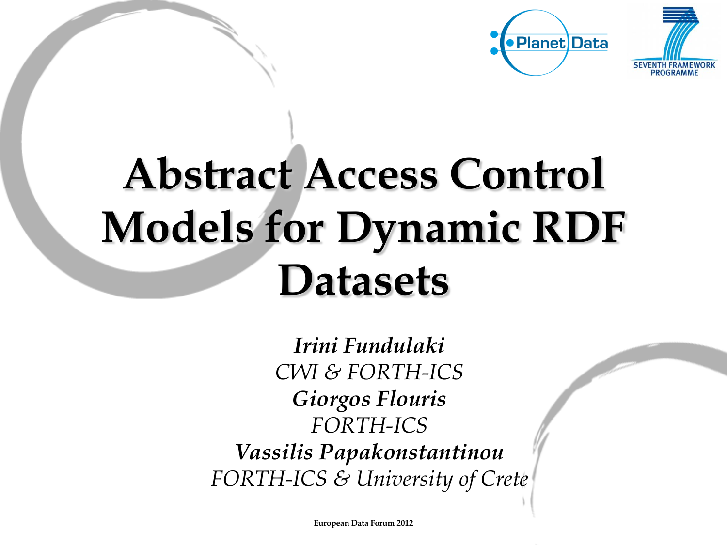Planet Data

SEVENTH FRAMEWORK PROGRAMME

# Abstract Access Control Models for Dynamic RDF Datasets

***Irini Fundulaki***
*CWI & FORTH-ICS*
***Giorgos Flouris***
*FORTH-ICS*
***Vassilis Papakonstantinou***
*FORTH-ICS & University of Crete*

**European Data Forum 2012**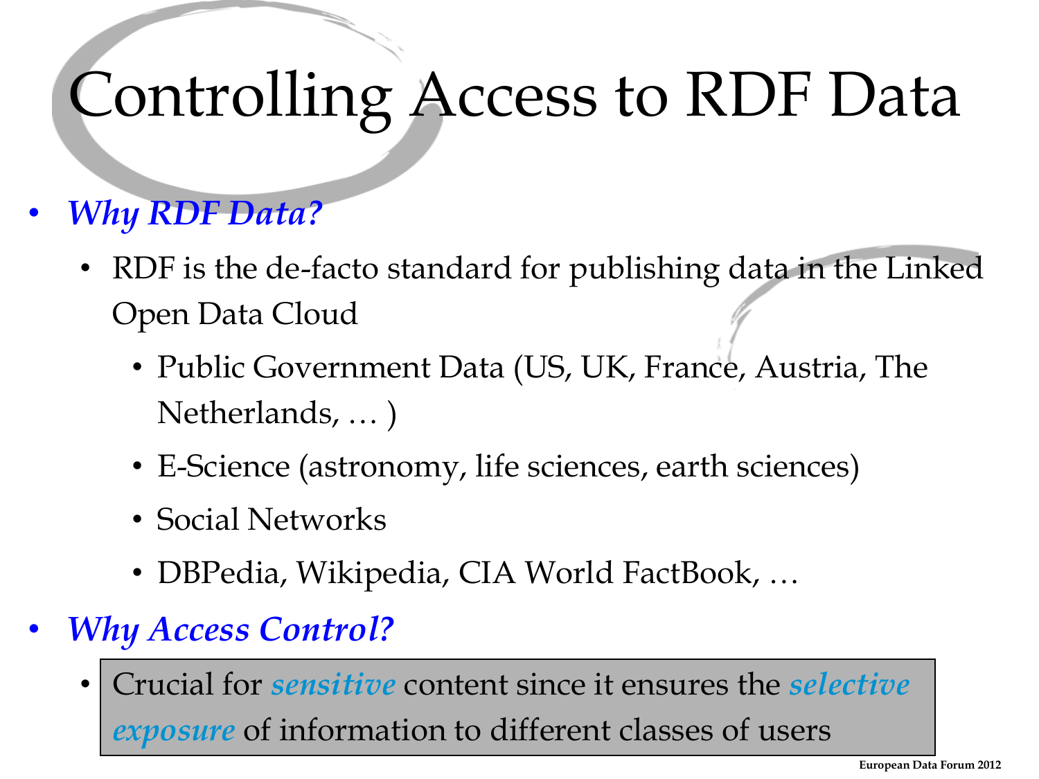# Controlling Access to RDF Data

- ***Why RDF Data?***
  - RDF is the de-facto standard for publishing data in the Linked Open Data Cloud
    - Public Government Data (US, UK, France, Austria, The Netherlands, … )
    - E-Science (astronomy, life sciences, earth sciences)
    - Social Networks
    - DBPedia, Wikipedia, CIA World FactBook, …
- ***Why Access Control?***
  - Crucial for ***sensitive*** content since it ensures the ***selective exposure*** of information to different classes of users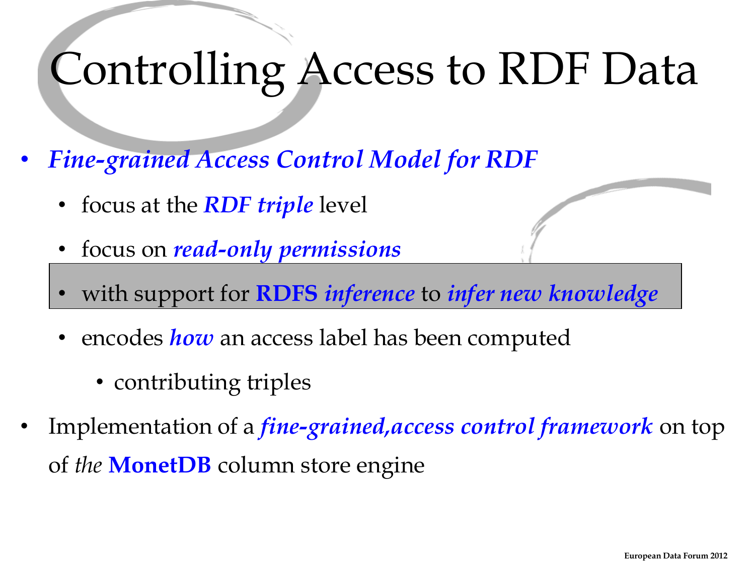# Controlling Access to RDF Data

- ***Fine-grained Access Control Model for RDF***
  - focus at the ***RDF triple*** level
  - focus on ***read-only permissions***
  - with support for **RDFS** ***inference*** to ***infer new knowledge***
  - encodes ***how*** an access label has been computed
    - contributing triples
- Implementation of a ***fine-grained,access control framework*** on top of *the* **MonetDB** column store engine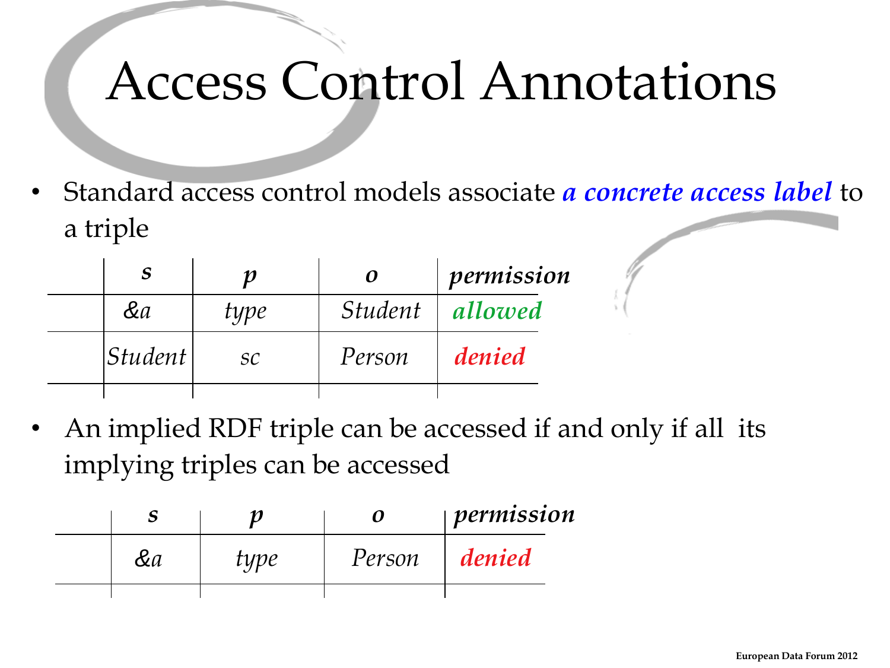# Access Control Annotations

- Standard access control models associate ***a concrete access label*** to a triple

| *s* | *p* | *o* | *permission* |
|---|---|---|---|
| *&a* | *type* | *Student* | ***allowed*** |
| *Student* | *sc* | *Person* | ***denied*** |

- An implied RDF triple can be accessed if and only if all its implying triples can be accessed

| *s* | *p* | *o* | *permission* |
|---|---|---|---|
| *&a* | *type* | *Person* | ***denied*** |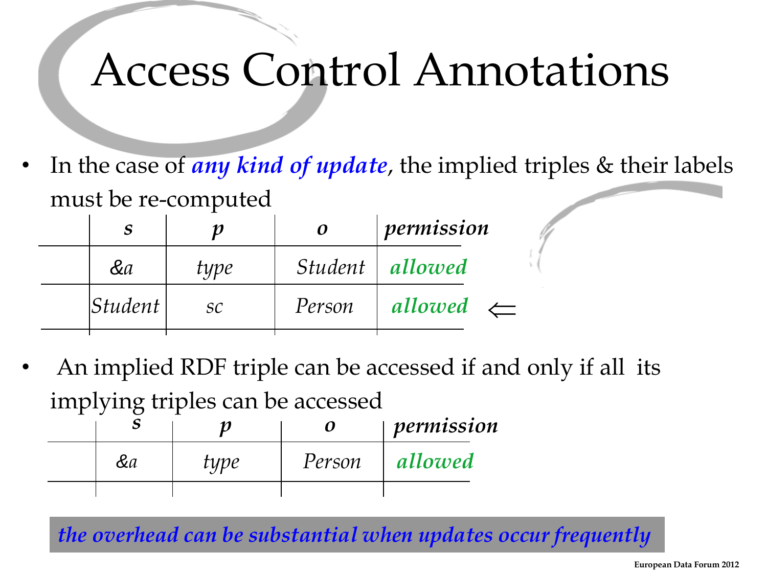# Access Control Annotations

- In the case of ***any kind of update***, the implied triples & their labels must be re-computed

| | *s* | *p* | *o* | *permission* |
|---|---|---|---|---|
| | *&a* | *type* | *Student* | ***allowed*** |
| | *Student* | *sc* | *Person* | ***allowed*** ⇐ |

- An implied RDF triple can be accessed if and only if all its implying triples can be accessed

| | *s* | *p* | *o* | *permission* |
|---|---|---|---|---|
| | *&a* | *type* | *Person* | ***allowed*** |

***the overhead can be substantial when updates occur frequently***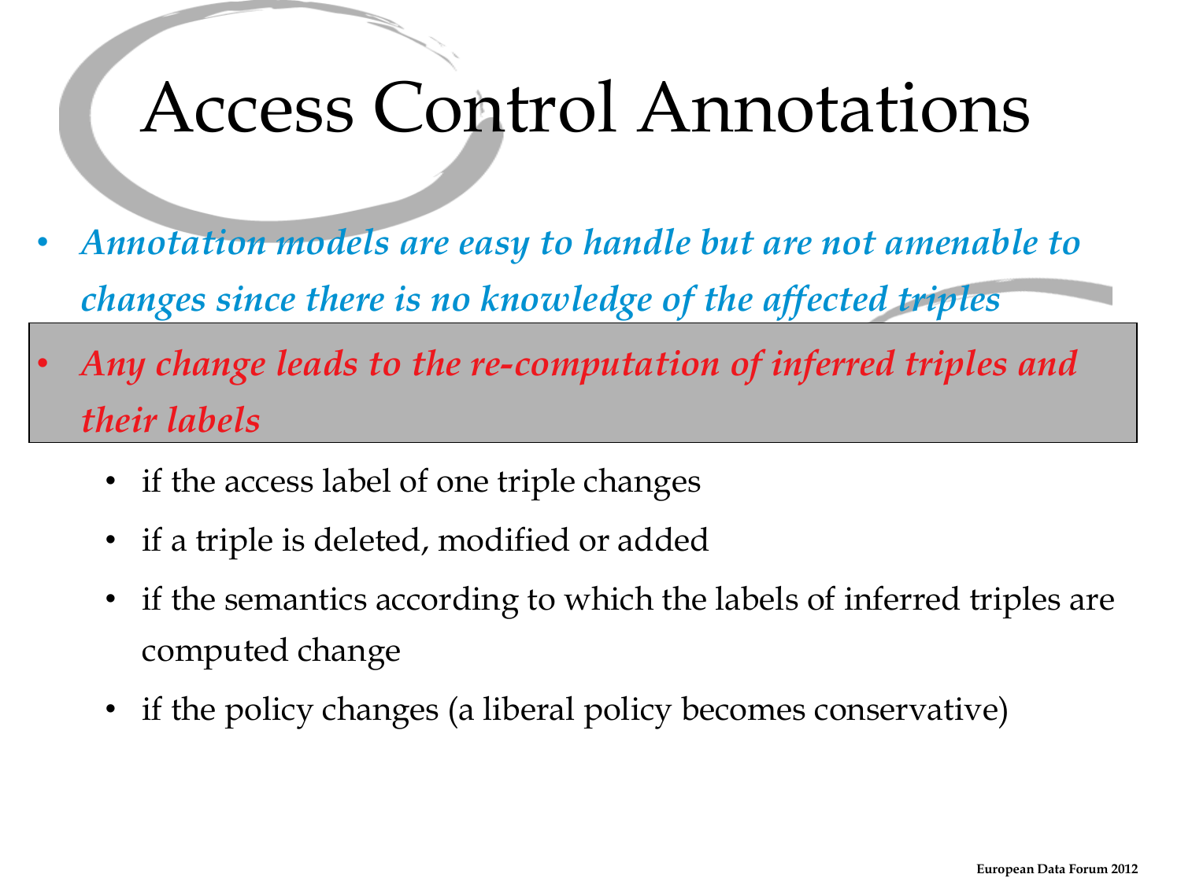# Access Control Annotations

- ***Annotation models are easy to handle but are not amenable to changes since there is no knowledge of the affected triples***
- ***Any change leads to the re-computation of inferred triples and their labels***
  - if the access label of one triple changes
  - if a triple is deleted, modified or added
  - if the semantics according to which the labels of inferred triples are computed change
  - if the policy changes (a liberal policy becomes conservative)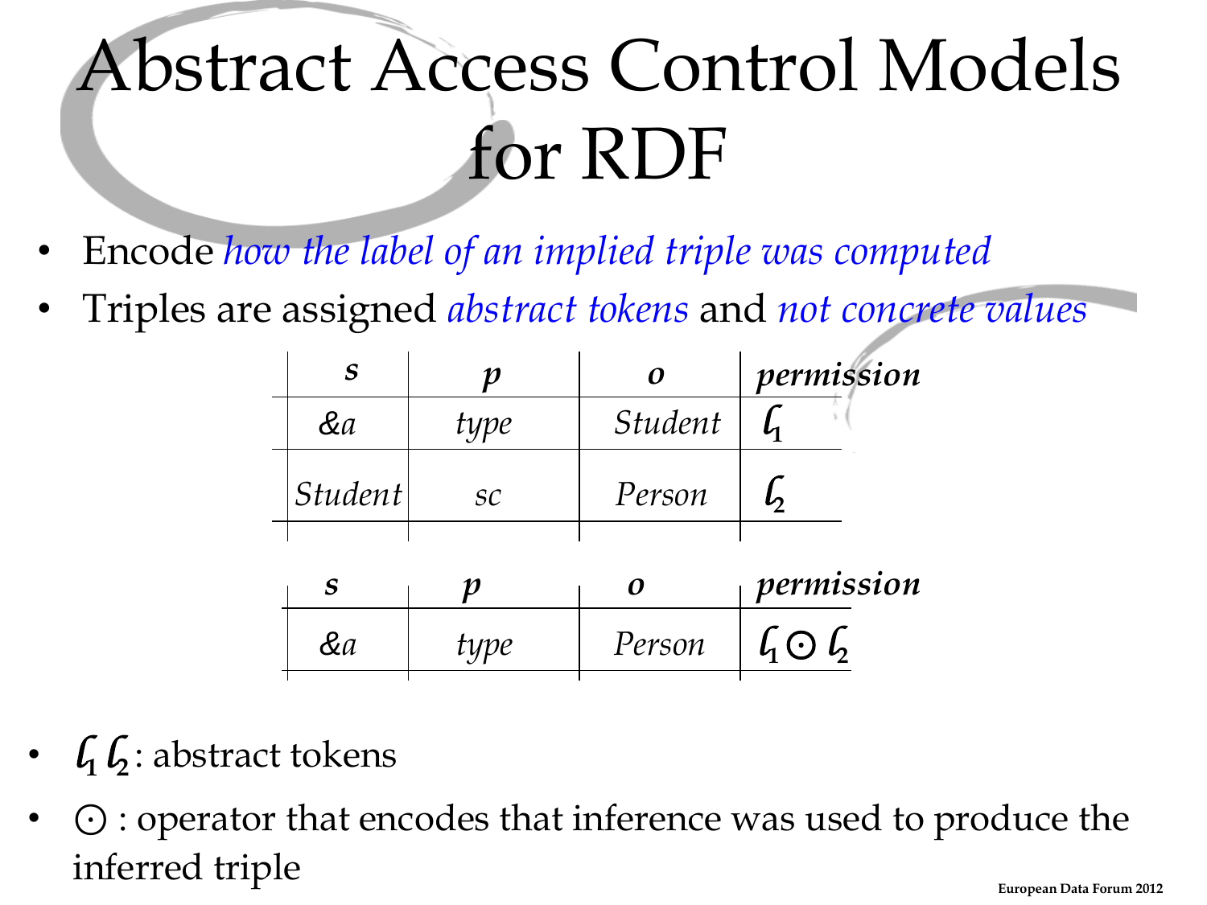# Abstract Access Control Models for RDF

- Encode *how the label of an implied triple was computed*
- Triples are assigned *abstract tokens* and *not concrete values*

| *s* | *p* | *o* | *permission* |
| --- | --- | --- | --- |
| *&a* | *type* | *Student* | $l_1$ |
| *Student* | *sc* | *Person* | $l_2$ |

| *s* | *p* | *o* | *permission* |
| --- | --- | --- | --- |
| *&a* | *type* | *Person* | $l_1 \odot l_2$ |

- $l_1$ $l_2$: abstract tokens
- $\odot$ : operator that encodes that inference was used to produce the inferred triple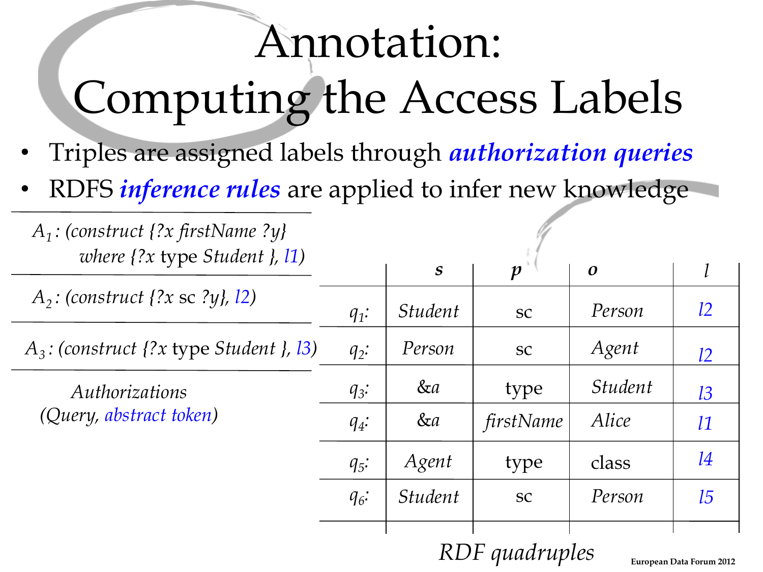# Annotation: Computing the Access Labels

- Triples are assigned labels through ***authorization queries***
- RDFS ***inference rules*** are applied to infer new knowledge

*$A_1$: (construct {?x firstName ?y} where {?x* type *Student }, l1)*

*$A_2$: (construct {?x* sc *?y}, l2)*

*$A_3$: (construct {?x* type *Student }, l3)*

*Authorizations (Query, abstract token)*

| | *s* | *p* | *o* | *l* |
|---|---|---|---|---|
| $q_1$: | *Student* | sc | *Person* | *l2* |
| $q_2$: | *Person* | sc | *Agent* | *l2* |
| $q_3$: | &a | type | *Student* | *l3* |
| $q_4$: | &a | *firstName* | *Alice* | *l1* |
| $q_5$: | *Agent* | type | class | *l4* |
| $q_6$: | *Student* | sc | *Person* | *l5* |

*RDF quadruples*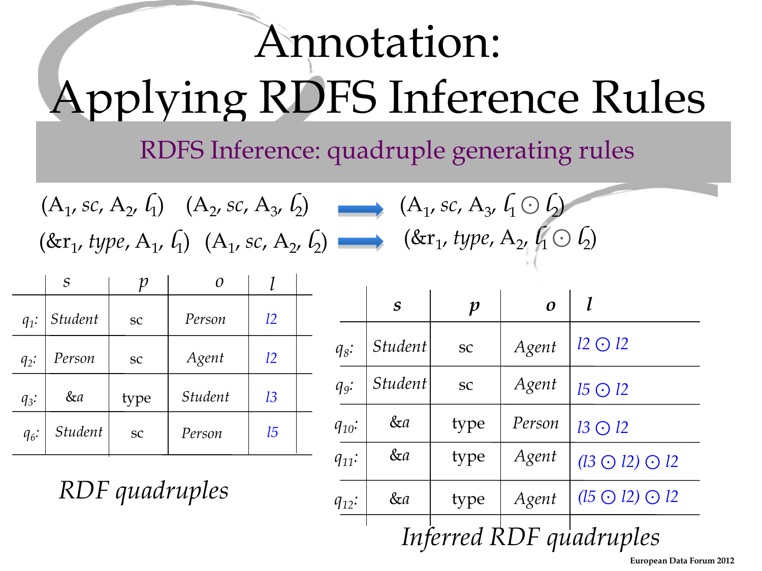# Annotation: Applying RDFS Inference Rules

## RDFS Inference: quadruple generating rules

$(A_1, sc, A_2, l_1) \quad (A_2, sc, A_3, l_2) \Rightarrow (A_1, sc, A_3, l_1 \odot l_2)$

$(\&r_1, type, A_1, l_1) \quad (A_1, sc, A_2, l_2) \Rightarrow (\&r_1, type, A_2, l_1 \odot l_2)$

| | *s* | *p* | *o* | *l* |
|---|---|---|---|---|
| $q_1$: | *Student* | sc | *Person* | l2 |
| $q_2$: | *Person* | sc | *Agent* | l2 |
| $q_3$: | &*a* | type | *Student* | l3 |
| $q_6$: | *Student* | sc | *Person* | l5 |

*RDF quadruples*

| | **s** | **p** | **o** | **l** |
|---|---|---|---|---|
| $q_8$: | *Student* | sc | *Agent* | $l2 \odot l2$ |
| $q_9$: | *Student* | sc | *Agent* | $l5 \odot l2$ |
| $q_{10}$: | &*a* | type | *Person* | $l3 \odot l2$ |
| $q_{11}$: | &*a* | type | *Agent* | $(l3 \odot l2) \odot l2$ |
| $q_{12}$: | &*a* | type | *Agent* | $(l5 \odot l2) \odot l2$ |

*Inferred RDF quadruples*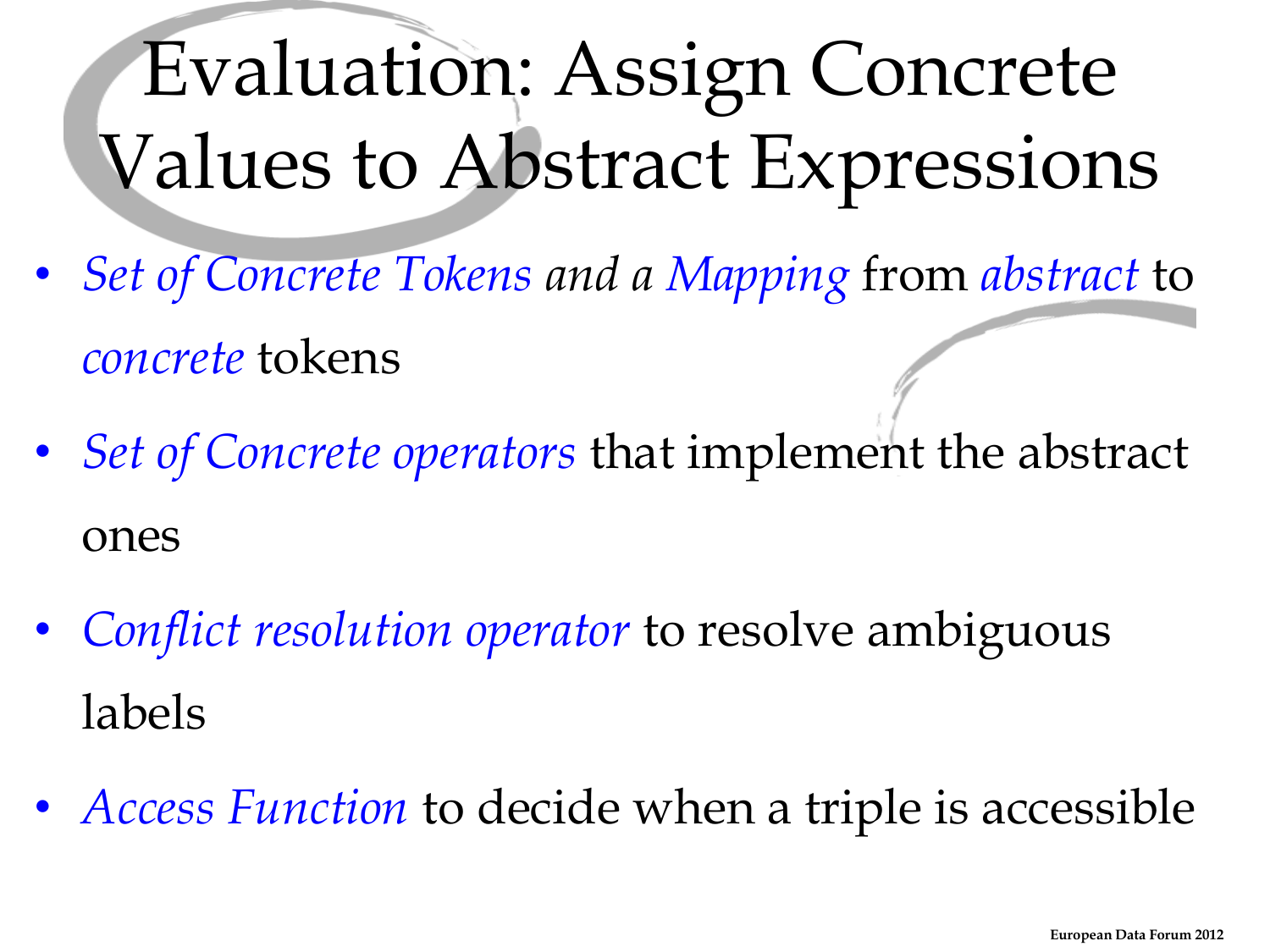# Evaluation: Assign Concrete Values to Abstract Expressions

- *Set of Concrete Tokens and a Mapping* from *abstract* to *concrete* tokens
- *Set of Concrete operators* that implement the abstract ones
- *Conflict resolution operator* to resolve ambiguous labels
- *Access Function* to decide when a triple is accessible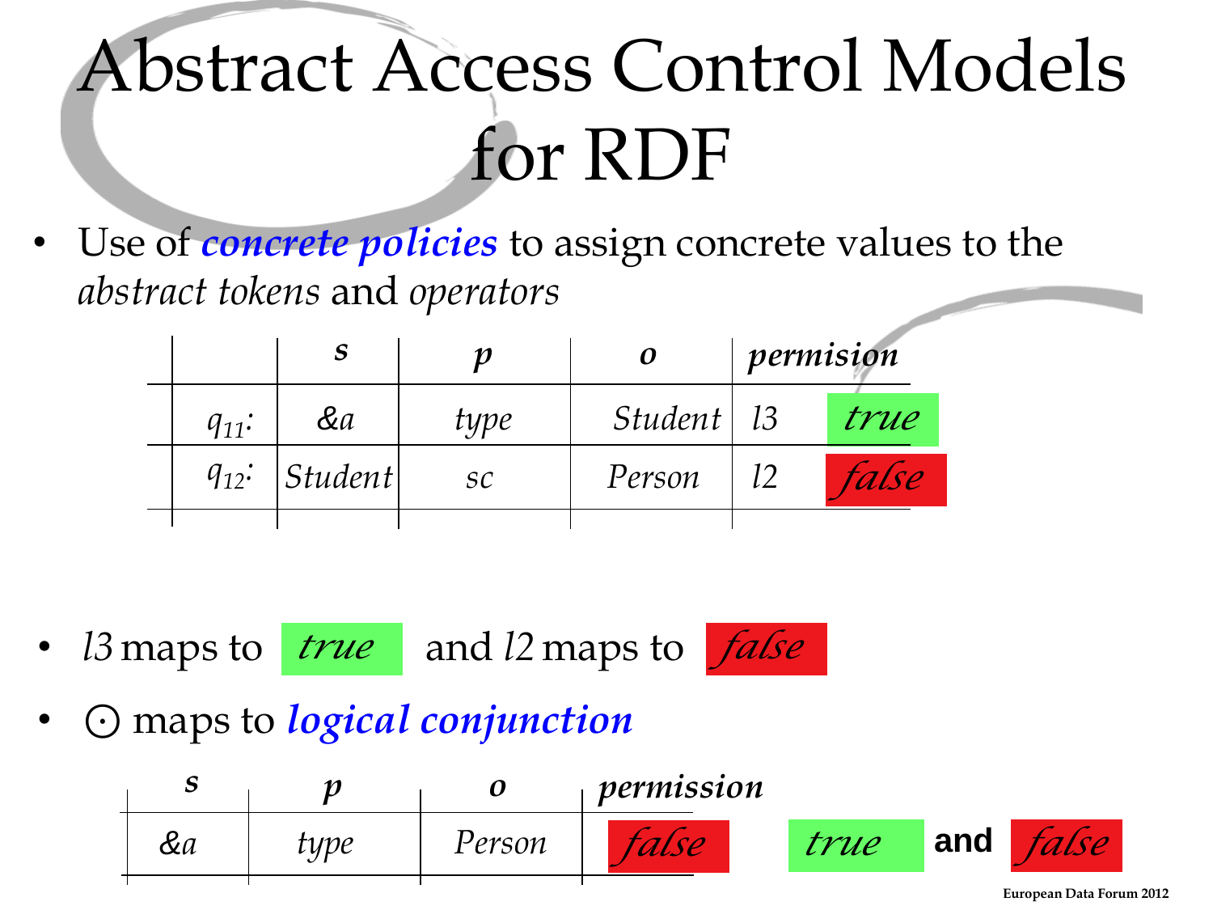# Abstract Access Control Models for RDF

- Use of ***concrete policies*** to assign concrete values to the *abstract tokens* and *operators*

| | *s* | *p* | *o* | *permision* | |
|---|---|---|---|---|---|
| $q_{11}$: | *&a* | *type* | *Student* | *l3* | *true* |
| $q_{12}$: | *Student* | *sc* | *Person* | *l2* | *false* |

- *l3* maps to *true* and *l2* maps to *false*
- $\odot$ maps to ***logical conjunction***

| *s* | *p* | *o* | *permission* |
|---|---|---|---|
| *&a* | *type* | *Person* | *false* |

*true* **and** *false*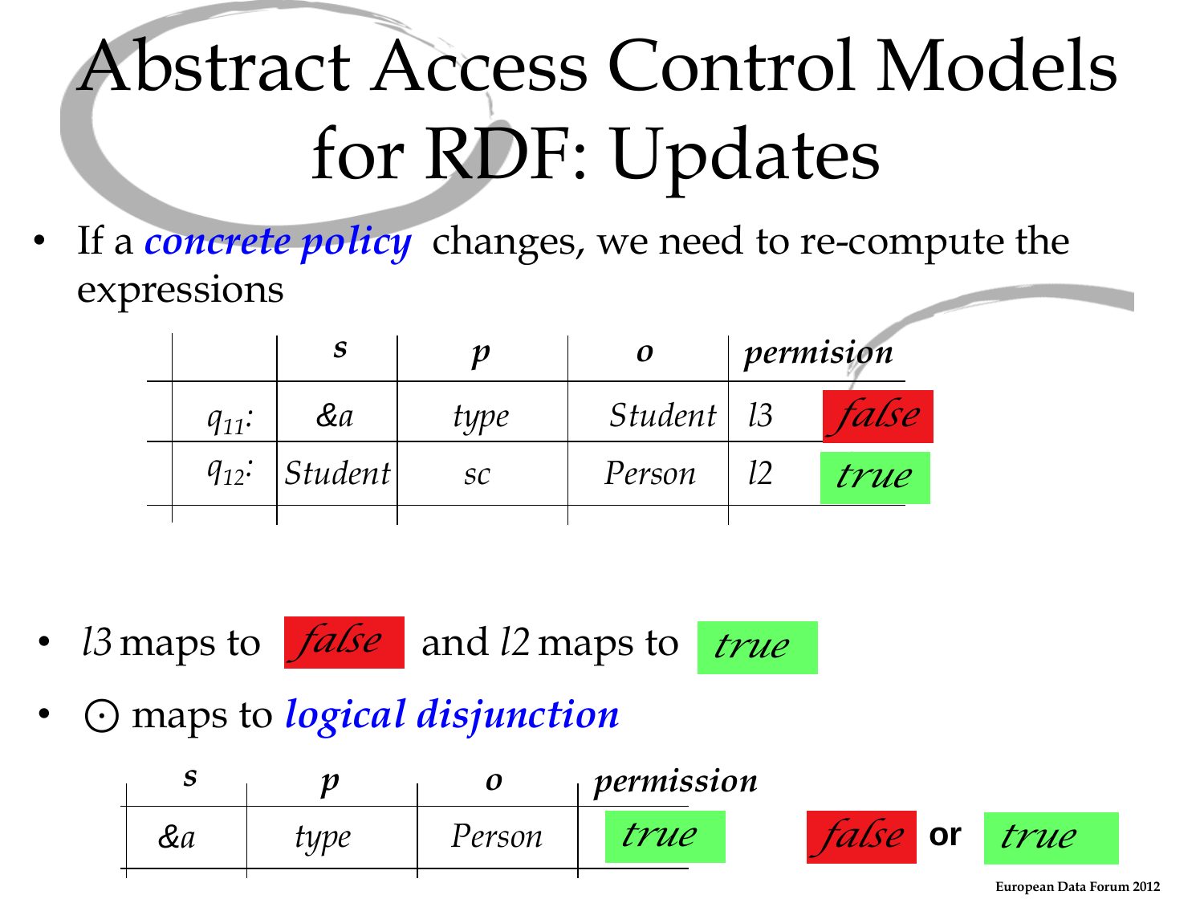# Abstract Access Control Models for RDF: Updates

- If a ***concrete policy*** changes, we need to re-compute the expressions

| | *s* | *p* | *o* | *permision* | |
|---|---|---|---|---|---|
| $q_{11}$: | *&a* | *type* | *Student* | *l3* | *false* |
| $q_{12}$: | *Student* | *sc* | *Person* | *l2* | *true* |

- *l3* maps to *false* and *l2* maps to *true*
- ⊙ maps to ***logical disjunction***

| *s* | *p* | *o* | *permission* |
|---|---|---|---|
| *&a* | *type* | *Person* | *true* |

*false* **or** *true*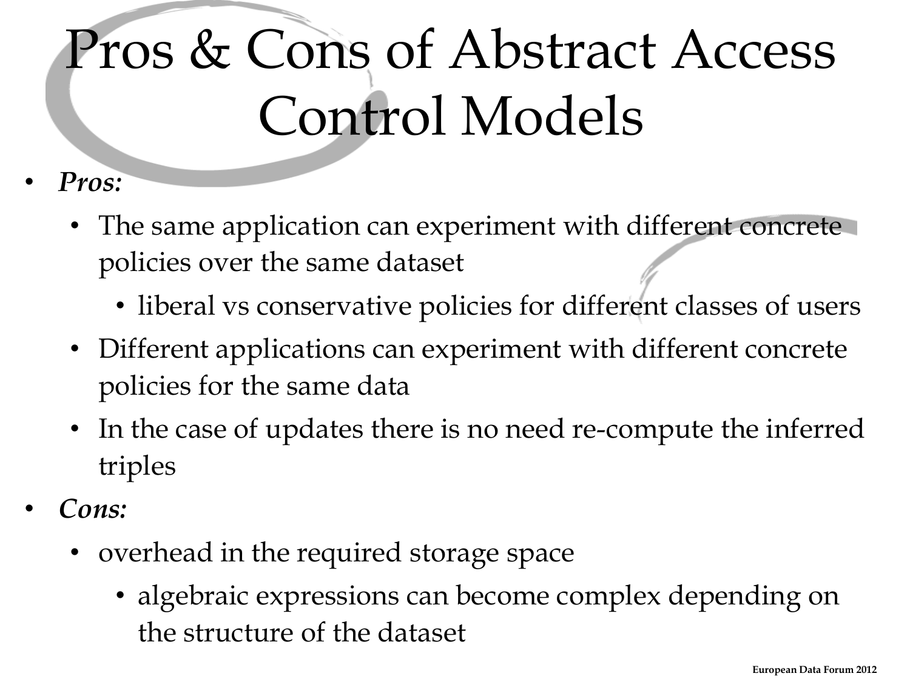# Pros & Cons of Abstract Access Control Models

- ***Pros:***
  - The same application can experiment with different concrete policies over the same dataset
    - liberal vs conservative policies for different classes of users
  - Different applications can experiment with different concrete policies for the same data
  - In the case of updates there is no need re-compute the inferred triples
- ***Cons:***
  - overhead in the required storage space
    - algebraic expressions can become complex depending on the structure of the dataset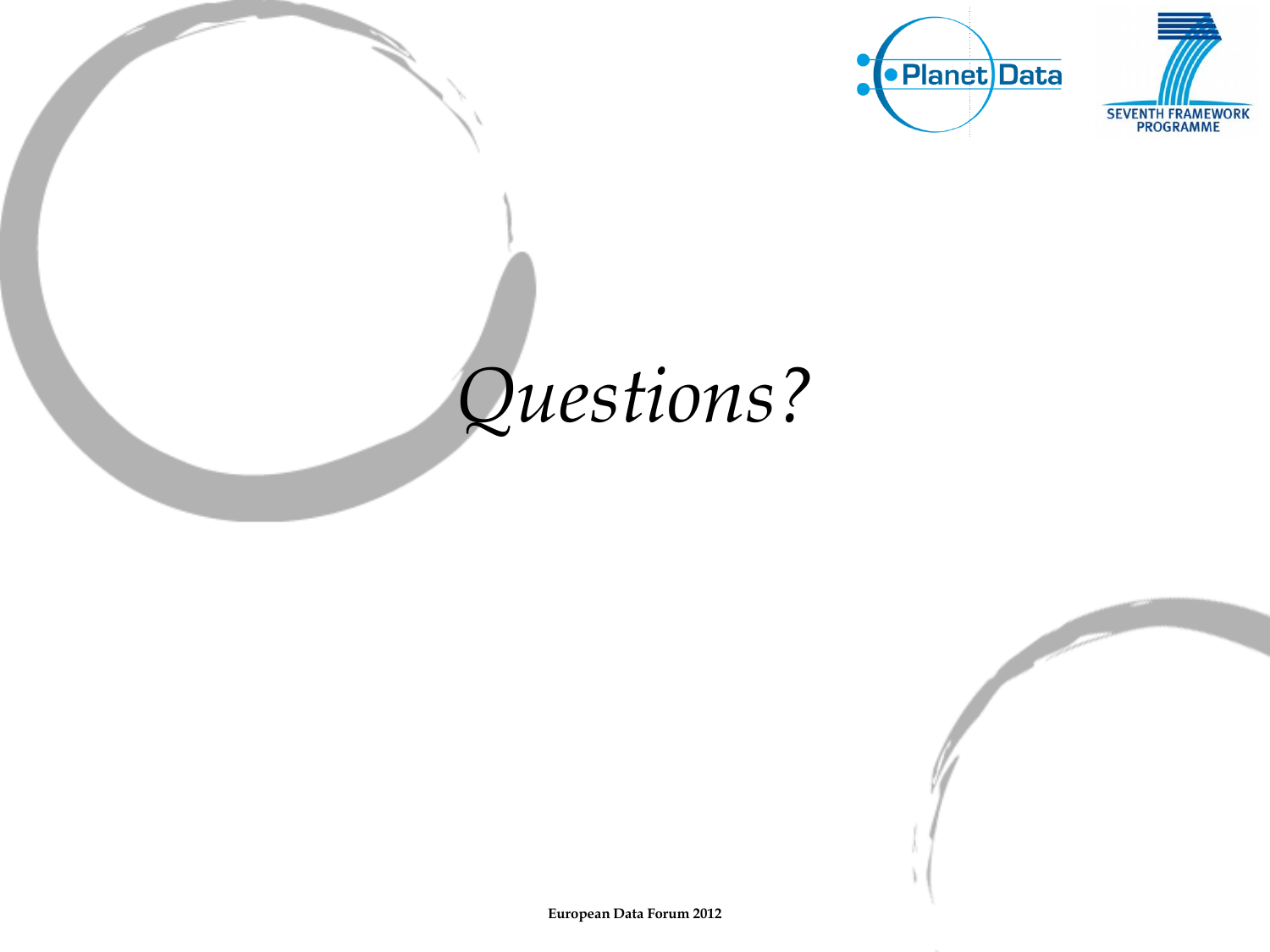*Questions?*